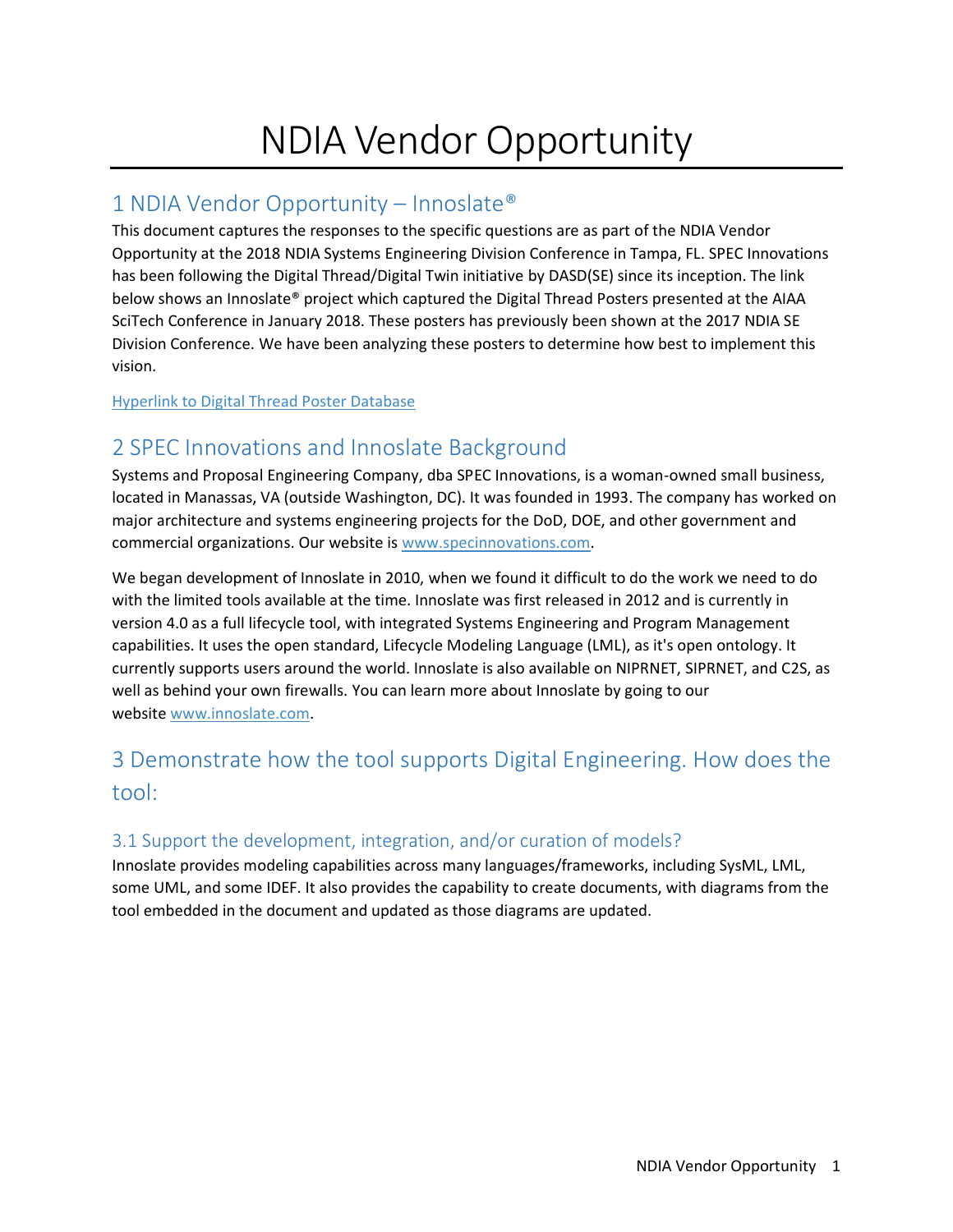# NDIA Vendor Opportunity

## 1 NDIA Vendor Opportunity – Innoslate®

This document captures the responses to the specific questions are as part of the NDIA Vendor Opportunity at the 2018 NDIA Systems Engineering Division Conference in Tampa, FL. SPEC Innovations has been following the Digital Thread/Digital Twin initiative by DASD(SE) since its inception. The link below shows an Innoslate® project which captured the Digital Thread Posters presented at the AIAA SciTech Conference in January 2018. These posters has previously been shown at the 2017 NDIA SE Division Conference. We have been analyzing these posters to determine how best to implement this vision.

Hyperlink to Digital Thread Poster Database

## 2 SPEC Innovations and Innoslate Background

Systems and Proposal Engineering Company, dba SPEC Innovations, is a woman-owned small business, located in Manassas, VA (outside Washington, DC). It was founded in 1993. The company has worked on major architecture and systems engineering projects for the DoD, DOE, and other government and commercial organizations. Our website is www.specinnovations.com.

We began development of Innoslate in 2010, when we found it difficult to do the work we need to do with the limited tools available at the time. Innoslate was first released in 2012 and is currently in version 4.0 as a full lifecycle tool, with integrated Systems Engineering and Program Management capabilities. It uses the open standard, Lifecycle Modeling Language (LML), as it's open ontology. It currently supports users around the world. Innoslate is also available on NIPRNET, SIPRNET, and C2S, as well as behind your own firewalls. You can learn more about Innoslate by going to our website www.innoslate.com.

## 3 Demonstrate how the tool supports Digital Engineering. How does the tool:

### 3.1 Support the development, integration, and/or curation of models?

Innoslate provides modeling capabilities across many languages/frameworks, including SysML, LML, some UML, and some IDEF. It also provides the capability to create documents, with diagrams from the tool embedded in the document and updated as those diagrams are updated.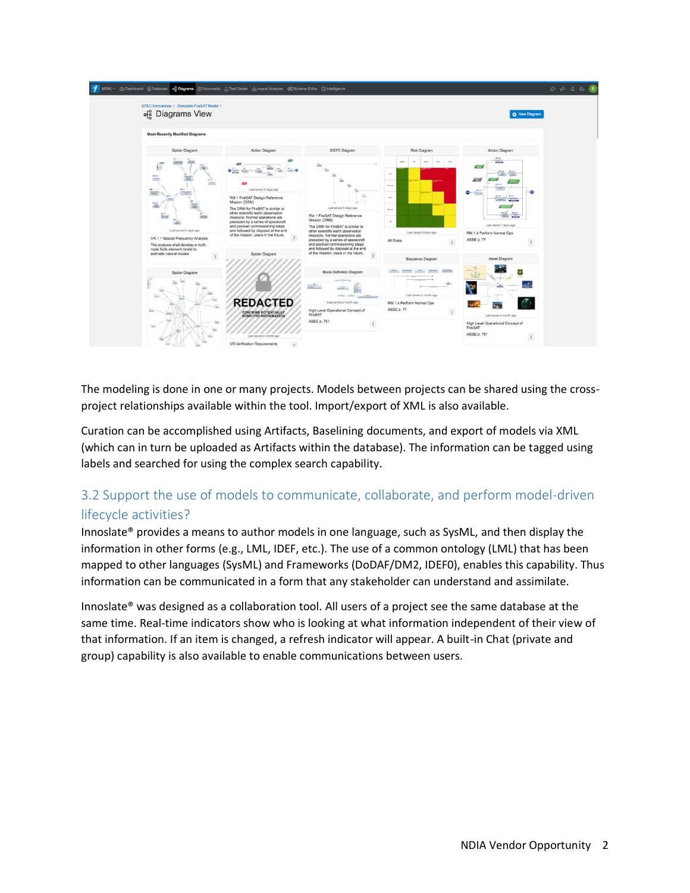The modeling is done in one or many projects. Models between projects can be shared using the cross-project relationships available within the tool. Import/export of XML is also available.

Curation can be accomplished using Artifacts, Baselining documents, and export of models via XML (which can in turn be uploaded as Artifacts within the database). The information can be tagged using labels and searched for using the complex search capability.

## 3.2 Support the use of models to communicate, collaborate, and perform model-driven lifecycle activities?

Innoslate® provides a means to author models in one language, such as SysML, and then display the information in other forms (e.g., LML, IDEF, etc.). The use of a common ontology (LML) that has been mapped to other languages (SysML) and Frameworks (DoDAF/DM2, IDEF0), enables this capability. Thus information can be communicated in a form that any stakeholder can understand and assimilate.

Innoslate® was designed as a collaboration tool. All users of a project see the same database at the same time. Real-time indicators show who is looking at what information independent of their view of that information. If an item is changed, a refresh indicator will appear. A built-in Chat (private and group) capability is also available to enable communications between users.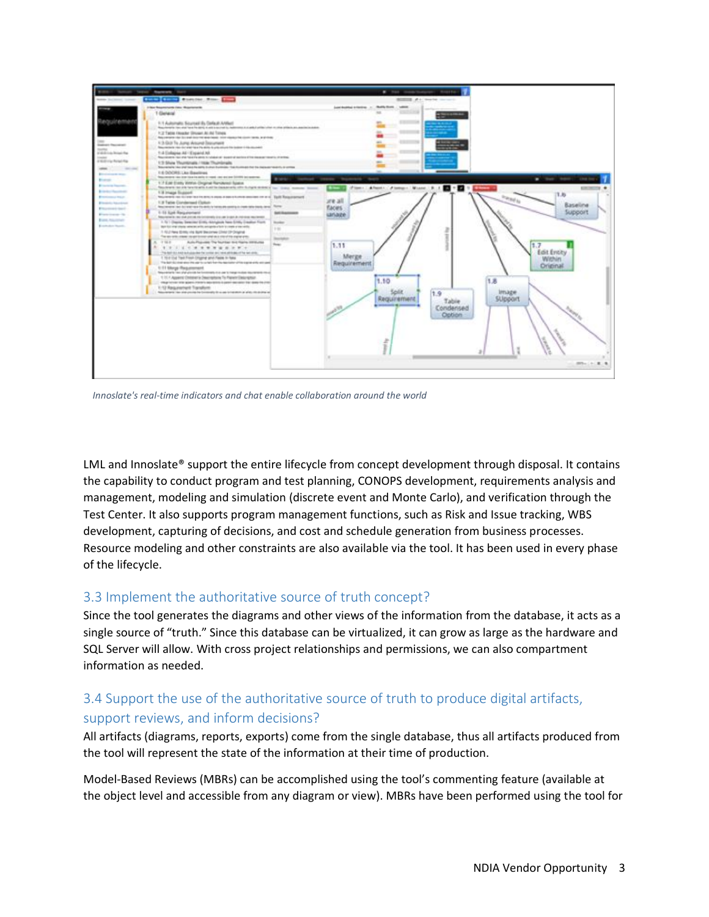*Innoslate's real-time indicators and chat enable collaboration around the world*

LML and Innoslate® support the entire lifecycle from concept development through disposal. It contains the capability to conduct program and test planning, CONOPS development, requirements analysis and management, modeling and simulation (discrete event and Monte Carlo), and verification through the Test Center. It also supports program management functions, such as Risk and Issue tracking, WBS development, capturing of decisions, and cost and schedule generation from business processes. Resource modeling and other constraints are also available via the tool. It has been used in every phase of the lifecycle.

## 3.3 Implement the authoritative source of truth concept?

Since the tool generates the diagrams and other views of the information from the database, it acts as a single source of "truth." Since this database can be virtualized, it can grow as large as the hardware and SQL Server will allow. With cross project relationships and permissions, we can also compartment information as needed.

## 3.4 Support the use of the authoritative source of truth to produce digital artifacts, support reviews, and inform decisions?

All artifacts (diagrams, reports, exports) come from the single database, thus all artifacts produced from the tool will represent the state of the information at their time of production.

Model-Based Reviews (MBRs) can be accomplished using the tool's commenting feature (available at the object level and accessible from any diagram or view). MBRs have been performed using the tool for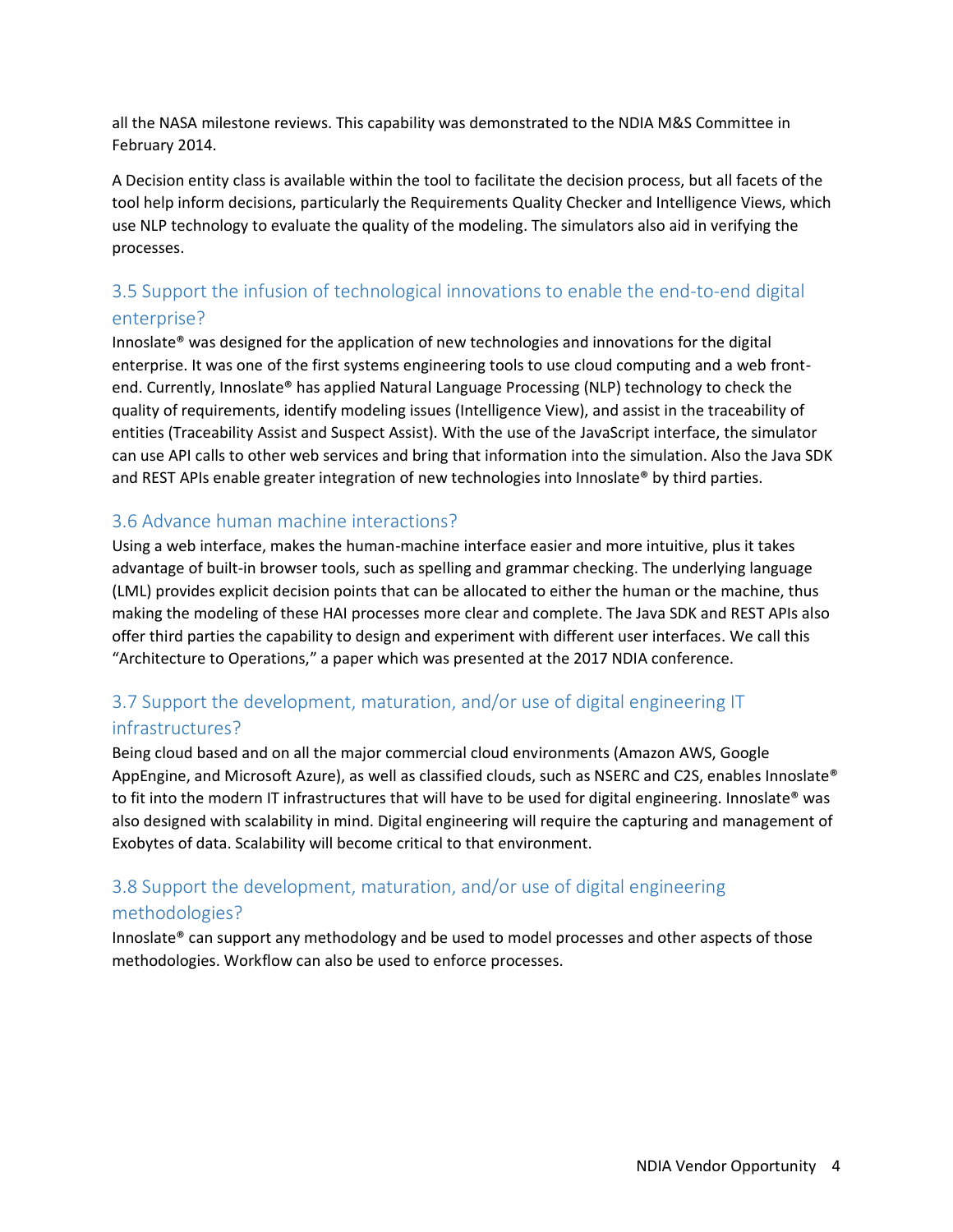all the NASA milestone reviews. This capability was demonstrated to the NDIA M&S Committee in February 2014.

A Decision entity class is available within the tool to facilitate the decision process, but all facets of the tool help inform decisions, particularly the Requirements Quality Checker and Intelligence Views, which use NLP technology to evaluate the quality of the modeling. The simulators also aid in verifying the processes.

## 3.5 Support the infusion of technological innovations to enable the end-to-end digital enterprise?

Innoslate® was designed for the application of new technologies and innovations for the digital enterprise. It was one of the first systems engineering tools to use cloud computing and a web front-end. Currently, Innoslate® has applied Natural Language Processing (NLP) technology to check the quality of requirements, identify modeling issues (Intelligence View), and assist in the traceability of entities (Traceability Assist and Suspect Assist). With the use of the JavaScript interface, the simulator can use API calls to other web services and bring that information into the simulation. Also the Java SDK and REST APIs enable greater integration of new technologies into Innoslate® by third parties.

## 3.6 Advance human machine interactions?

Using a web interface, makes the human-machine interface easier and more intuitive, plus it takes advantage of built-in browser tools, such as spelling and grammar checking. The underlying language (LML) provides explicit decision points that can be allocated to either the human or the machine, thus making the modeling of these HAI processes more clear and complete. The Java SDK and REST APIs also offer third parties the capability to design and experiment with different user interfaces. We call this "Architecture to Operations," a paper which was presented at the 2017 NDIA conference.

## 3.7 Support the development, maturation, and/or use of digital engineering IT infrastructures?

Being cloud based and on all the major commercial cloud environments (Amazon AWS, Google AppEngine, and Microsoft Azure), as well as classified clouds, such as NSERC and C2S, enables Innoslate® to fit into the modern IT infrastructures that will have to be used for digital engineering. Innoslate® was also designed with scalability in mind. Digital engineering will require the capturing and management of Exobytes of data. Scalability will become critical to that environment.

## 3.8 Support the development, maturation, and/or use of digital engineering methodologies?

Innoslate® can support any methodology and be used to model processes and other aspects of those methodologies. Workflow can also be used to enforce processes.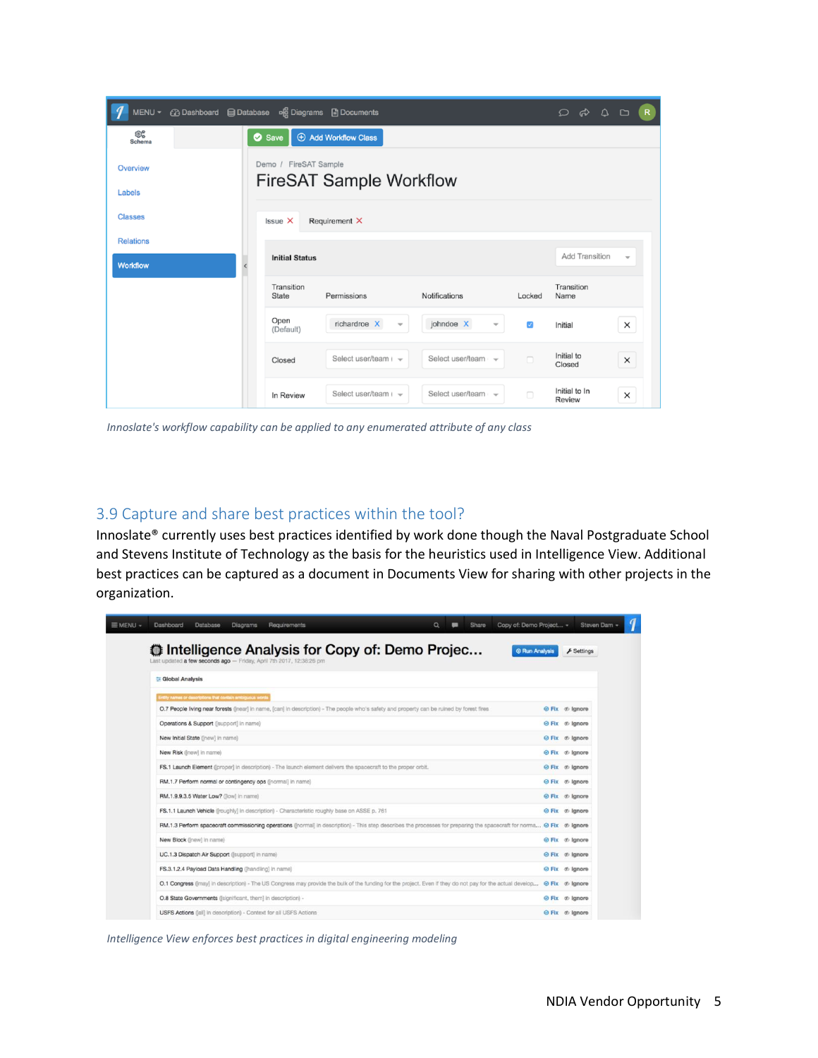*Innoslate's workflow capability can be applied to any enumerated attribute of any class*

### 3.9 Capture and share best practices within the tool?

Innoslate® currently uses best practices identified by work done though the Naval Postgraduate School and Stevens Institute of Technology as the basis for the heuristics used in Intelligence View. Additional best practices can be captured as a document in Documents View for sharing with other projects in the organization.

*Intelligence View enforces best practices in digital engineering modeling*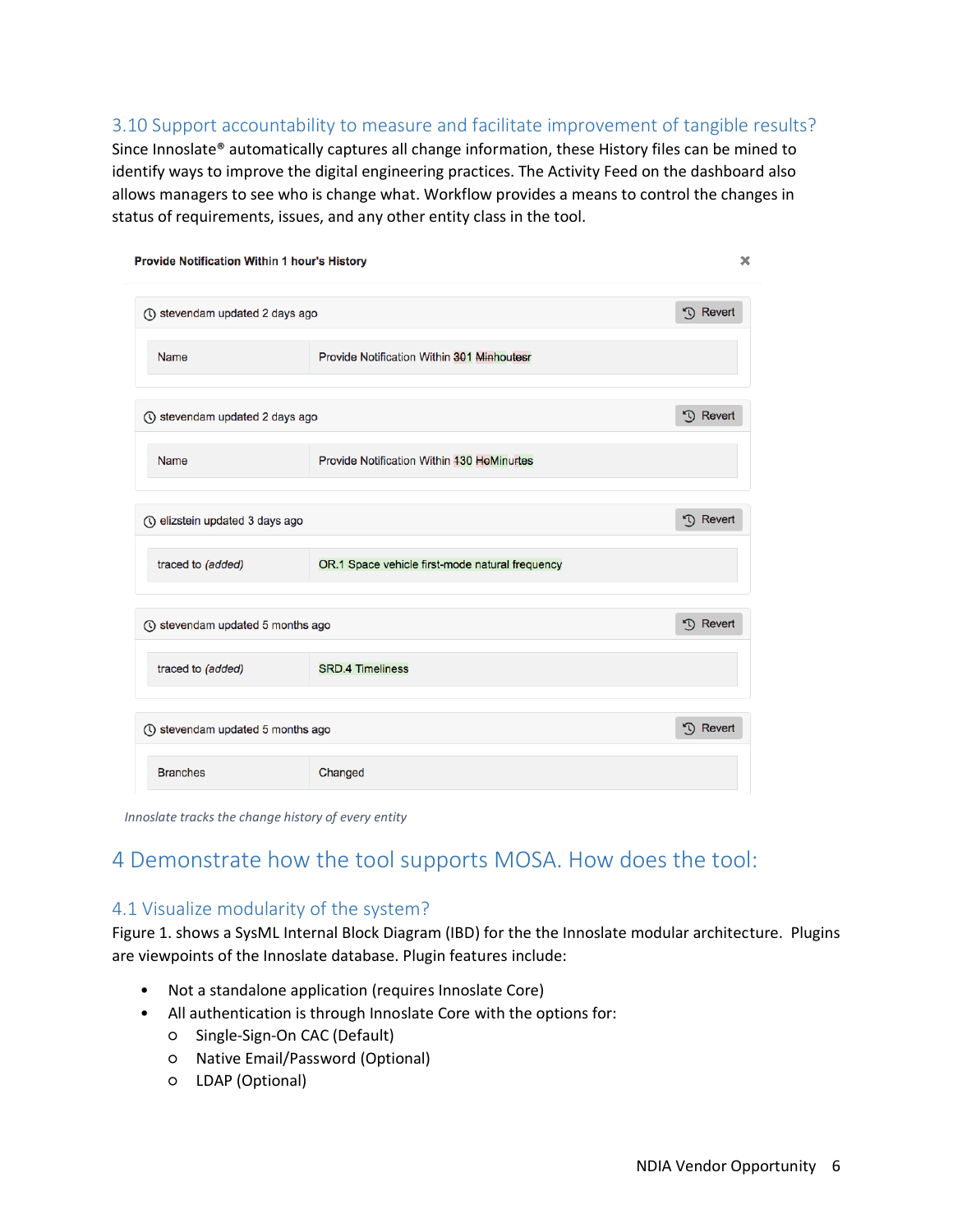## 3.10 Support accountability to measure and facilitate improvement of tangible results?

Since Innoslate® automatically captures all change information, these History files can be mined to identify ways to improve the digital engineering practices. The Activity Feed on the dashboard also allows managers to see who is change what. Workflow provides a means to control the changes in status of requirements, issues, and any other entity class in the tool.

**Provide Notification Within 1 hour's History**

stevendam updated 2 days ago — Revert

| | |
|---|---|
| Name | Provide Notification Within 301 Minhoutesr |

stevendam updated 2 days ago — Revert

| | |
|---|---|
| Name | Provide Notification Within 130 HoMinurtes |

elizstein updated 3 days ago — Revert

| | |
|---|---|
| traced to *(added)* | OR.1 Space vehicle first-mode natural frequency |

stevendam updated 5 months ago — Revert

| | |
|---|---|
| traced to *(added)* | SRD.4 Timeliness |

stevendam updated 5 months ago — Revert

| | |
|---|---|
| Branches | Changed |

*Innoslate tracks the change history of every entity*

# 4 Demonstrate how the tool supports MOSA. How does the tool:

## 4.1 Visualize modularity of the system?

Figure 1. shows a SysML Internal Block Diagram (IBD) for the the Innoslate modular architecture. Plugins are viewpoints of the Innoslate database. Plugin features include:

- Not a standalone application (requires Innoslate Core)
- All authentication is through Innoslate Core with the options for:
  - Single-Sign-On CAC (Default)
  - Native Email/Password (Optional)
  - LDAP (Optional)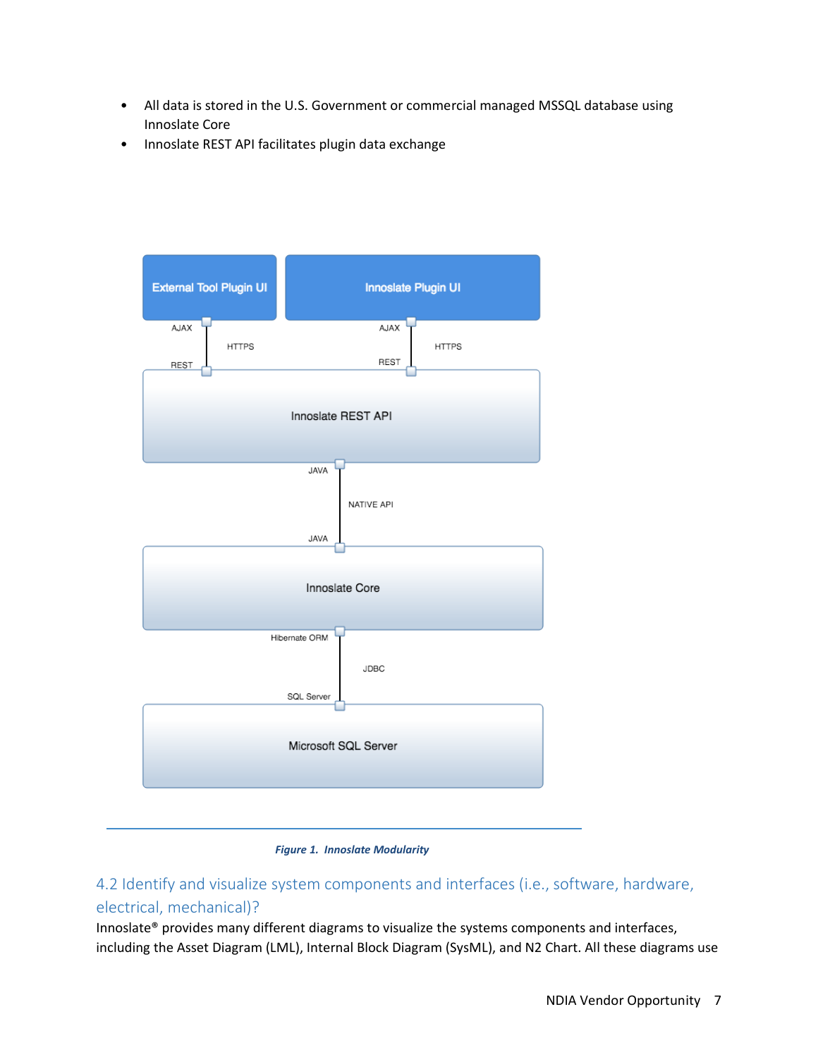- All data is stored in the U.S. Government or commercial managed MSSQL database using Innoslate Core
- Innoslate REST API facilitates plugin data exchange

External Tool Plugin UI

Innoslate Plugin UI

AJAX

HTTPS

REST

AJAX

HTTPS

REST

Innoslate REST API

JAVA

NATIVE API

JAVA

Innoslate Core

Hibernate ORM

JDBC

SQL Server

Microsoft SQL Server

*Figure 1. Innoslate Modularity*

## 4.2 Identify and visualize system components and interfaces (i.e., software, hardware, electrical, mechanical)?

Innoslate® provides many different diagrams to visualize the systems components and interfaces, including the Asset Diagram (LML), Internal Block Diagram (SysML), and N2 Chart. All these diagrams use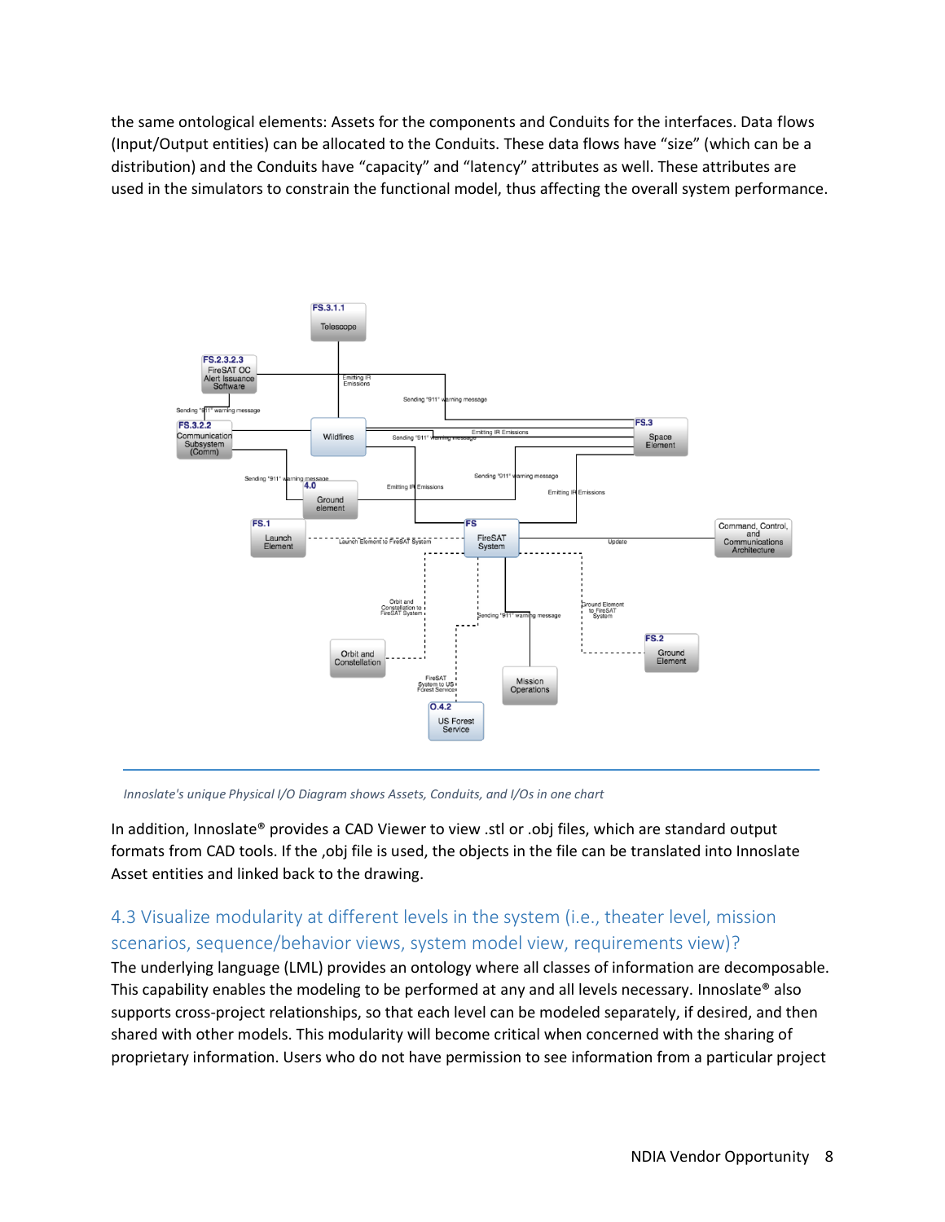the same ontological elements: Assets for the components and Conduits for the interfaces. Data flows (Input/Output entities) can be allocated to the Conduits. These data flows have "size" (which can be a distribution) and the Conduits have "capacity" and "latency" attributes as well. These attributes are used in the simulators to constrain the functional model, thus affecting the overall system performance.

FS.3.1.1 Telescope

FS.2.3.2.3 FireSAT OC Alert Issuance Software

FS.3.2.2 Communication Subsystem (Comm)

Wildfires

FS.3 Space Element

4.0 Ground element

FS.1 Launch Element

FS FireSAT System

Command, Control, and Communications Architecture

Orbit and Constellation

Mission Operations

FS.2 Ground Element

O.4.2 US Forest Service

Emitting IR Emissions

Sending "911" warning message

Launch Element to FireSAT System

Update

Orbit and Constellation to FireSAT System

Ground Element to FireSAT System

FireSAT System to US Forest Service

*Innoslate's unique Physical I/O Diagram shows Assets, Conduits, and I/Os in one chart*

In addition, Innoslate® provides a CAD Viewer to view .stl or .obj files, which are standard output formats from CAD tools. If the ,obj file is used, the objects in the file can be translated into Innoslate Asset entities and linked back to the drawing.

## 4.3 Visualize modularity at different levels in the system (i.e., theater level, mission scenarios, sequence/behavior views, system model view, requirements view)?

The underlying language (LML) provides an ontology where all classes of information are decomposable. This capability enables the modeling to be performed at any and all levels necessary. Innoslate® also supports cross-project relationships, so that each level can be modeled separately, if desired, and then shared with other models. This modularity will become critical when concerned with the sharing of proprietary information. Users who do not have permission to see information from a particular project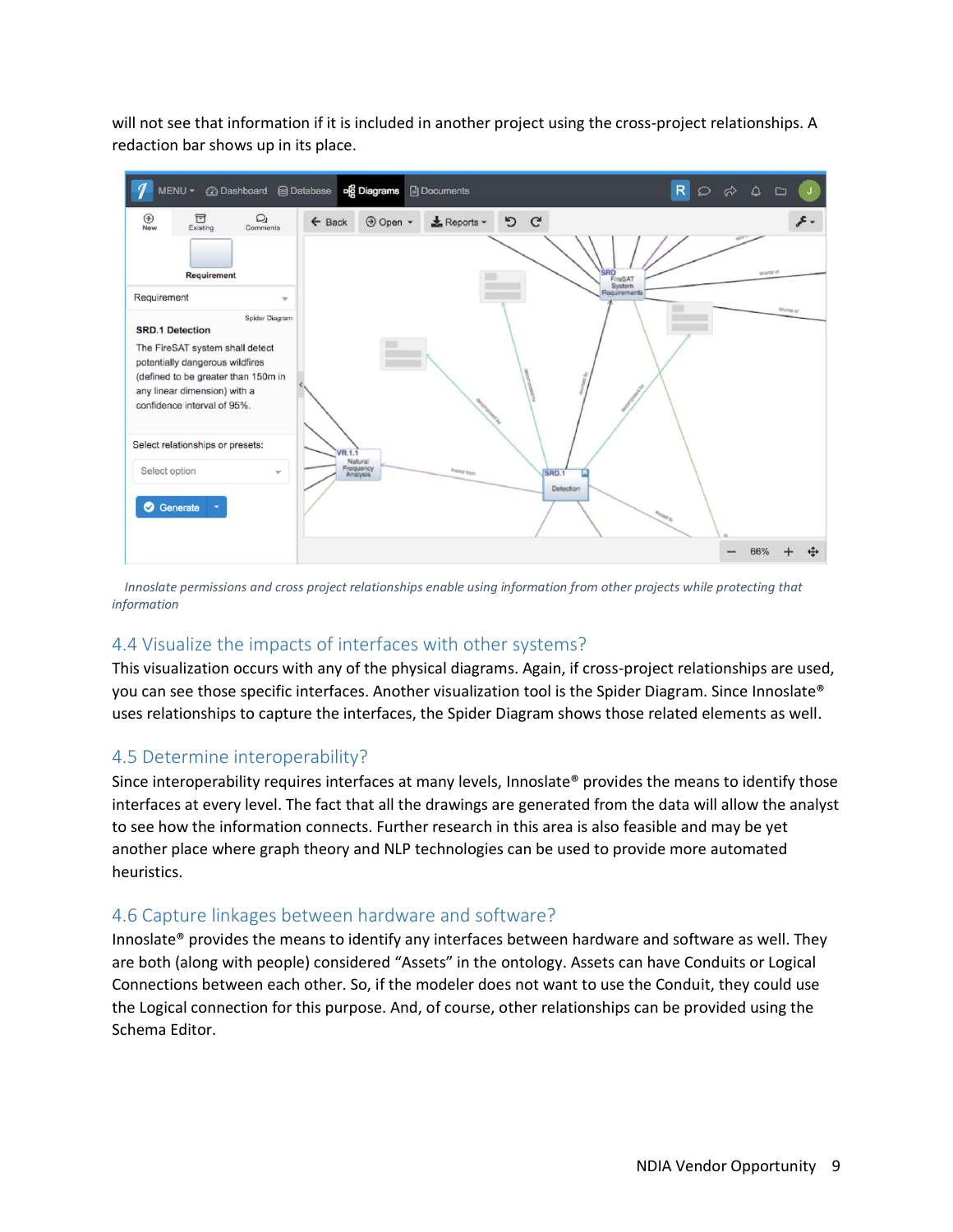will not see that information if it is included in another project using the cross-project relationships. A redaction bar shows up in its place.

*Innoslate permissions and cross project relationships enable using information from other projects while protecting that information*

## 4.4 Visualize the impacts of interfaces with other systems?

This visualization occurs with any of the physical diagrams. Again, if cross-project relationships are used, you can see those specific interfaces. Another visualization tool is the Spider Diagram. Since Innoslate® uses relationships to capture the interfaces, the Spider Diagram shows those related elements as well.

## 4.5 Determine interoperability?

Since interoperability requires interfaces at many levels, Innoslate® provides the means to identify those interfaces at every level. The fact that all the drawings are generated from the data will allow the analyst to see how the information connects. Further research in this area is also feasible and may be yet another place where graph theory and NLP technologies can be used to provide more automated heuristics.

## 4.6 Capture linkages between hardware and software?

Innoslate® provides the means to identify any interfaces between hardware and software as well. They are both (along with people) considered "Assets" in the ontology. Assets can have Conduits or Logical Connections between each other. So, if the modeler does not want to use the Conduit, they could use the Logical connection for this purpose. And, of course, other relationships can be provided using the Schema Editor.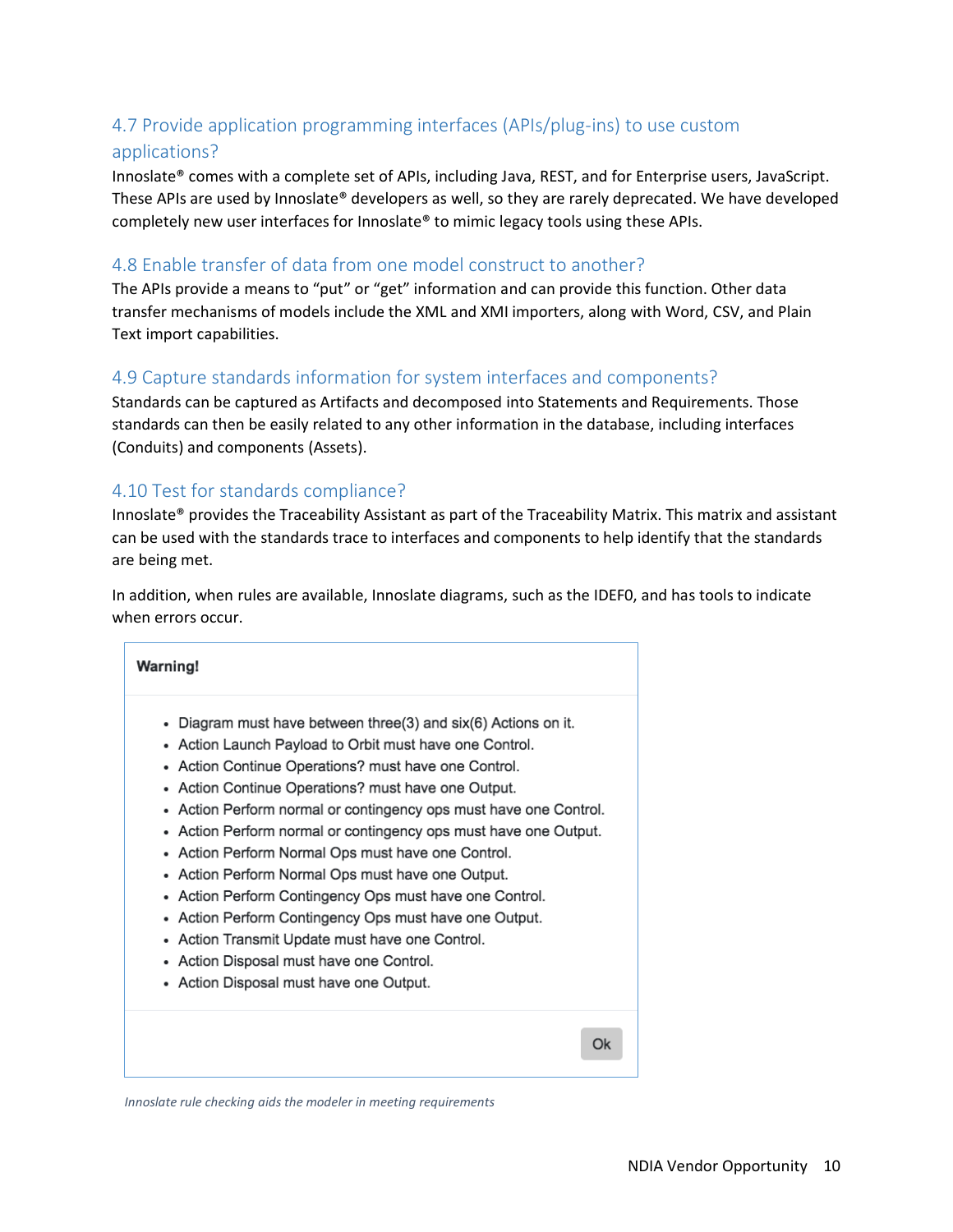### 4.7 Provide application programming interfaces (APIs/plug-ins) to use custom applications?

Innoslate® comes with a complete set of APIs, including Java, REST, and for Enterprise users, JavaScript. These APIs are used by Innoslate® developers as well, so they are rarely deprecated. We have developed completely new user interfaces for Innoslate® to mimic legacy tools using these APIs.

### 4.8 Enable transfer of data from one model construct to another?

The APIs provide a means to "put" or "get" information and can provide this function. Other data transfer mechanisms of models include the XML and XMI importers, along with Word, CSV, and Plain Text import capabilities.

### 4.9 Capture standards information for system interfaces and components?

Standards can be captured as Artifacts and decomposed into Statements and Requirements. Those standards can then be easily related to any other information in the database, including interfaces (Conduits) and components (Assets).

### 4.10 Test for standards compliance?

Innoslate® provides the Traceability Assistant as part of the Traceability Matrix. This matrix and assistant can be used with the standards trace to interfaces and components to help identify that the standards are being met.

In addition, when rules are available, Innoslate diagrams, such as the IDEF0, and has tools to indicate when errors occur.

**Warning!**

- Diagram must have between three(3) and six(6) Actions on it.
- Action Launch Payload to Orbit must have one Control.
- Action Continue Operations? must have one Control.
- Action Continue Operations? must have one Output.
- Action Perform normal or contingency ops must have one Control.
- Action Perform normal or contingency ops must have one Output.
- Action Perform Normal Ops must have one Control.
- Action Perform Normal Ops must have one Output.
- Action Perform Contingency Ops must have one Control.
- Action Perform Contingency Ops must have one Output.
- Action Transmit Update must have one Control.
- Action Disposal must have one Control.
- Action Disposal must have one Output.

Ok

*Innoslate rule checking aids the modeler in meeting requirements*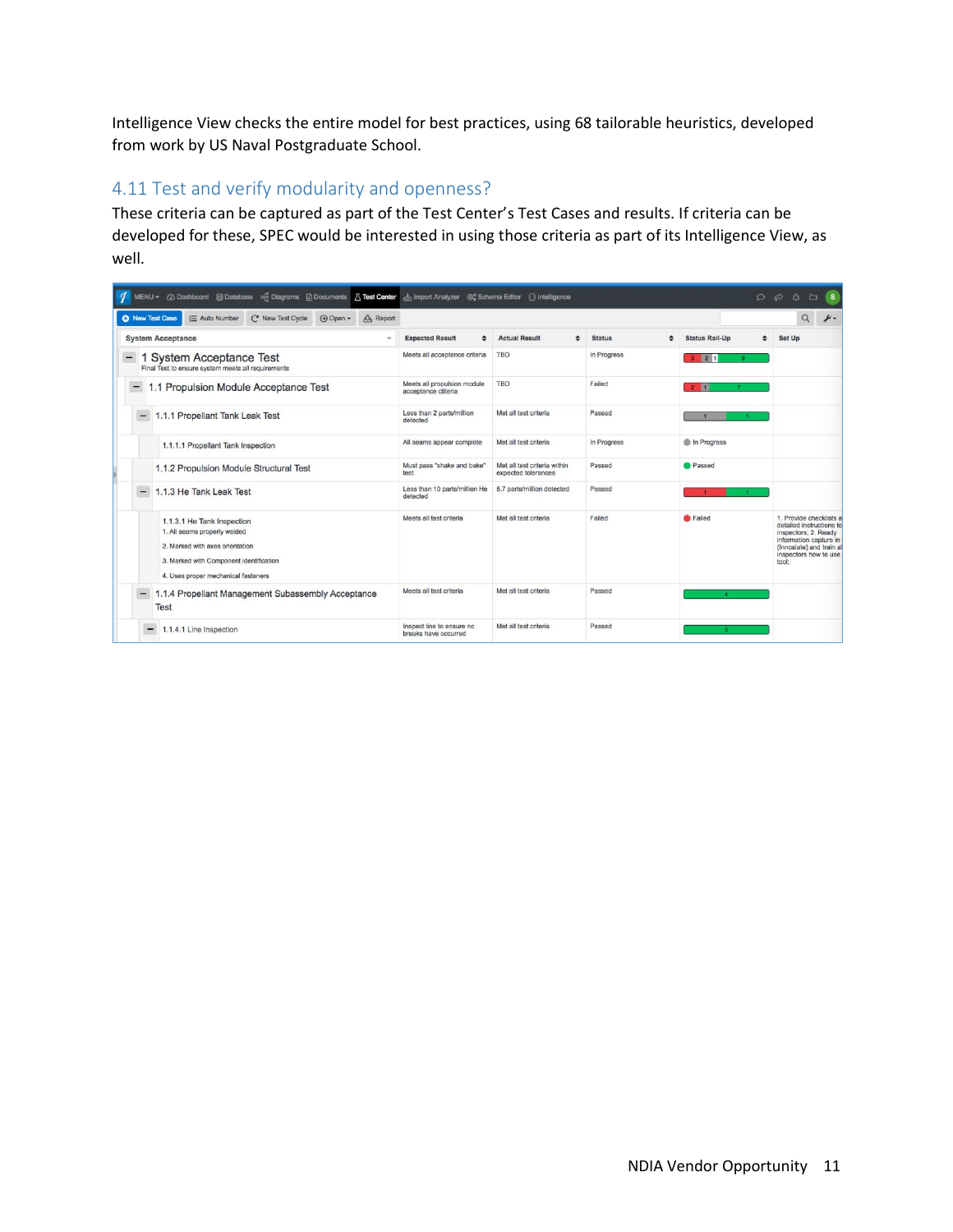Intelligence View checks the entire model for best practices, using 68 tailorable heuristics, developed from work by US Naval Postgraduate School.

## 4.11 Test and verify modularity and openness?

These criteria can be captured as part of the Test Center's Test Cases and results. If criteria can be developed for these, SPEC would be interested in using those criteria as part of its Intelligence View, as well.

MENU | Dashboard | Database | Diagrams | Documents | Test Center | Import Analyzer | Schema Editor | Intelligence

New Test Case | Auto Number | New Test Cycle | Open | Report

| System Acceptance | Expected Result | Actual Result | Status | Status Roll-Up | Set Up |
|---|---|---|---|---|---|
| 1 System Acceptance Test<br>Final Test to ensure system meets all requirements | Meets all acceptance criteria | TBD | In Progress | 3 2 1 9 | |
| 1.1 Propulsion Module Acceptance Test | Meets all propulsion module acceptance citeria | TBD | Failed | 2 1 7 | |
| 1.1.1 Propellant Tank Leak Test | Less than 2 parts/million detected | Met all test criteria | Passed | 1 1 | |
| 1.1.1.1 Propellant Tank Inspection | All seams appear complete | Met all test criteria | In Progress | In Progress | |
| 1.1.2 Propulsion Module Structural Test | Must pass "shake and bake" test | Met all test criteria within expected tolerances | Passed | Passed | |
| 1.1.3 He Tank Leak Test | Less than 10 parts/million He detected | 5.7 parts/million detected | Passed | 1 1 | |
| 1.1.3.1 He Tank Inspection<br>1. All seams properly welded<br>2. Marked with axes orientation<br>3. Marked with Component identification<br>4. Uses proper mechanical fasteners | Meets all test criteria | Met all test criteria | Failed | Failed | 1. Provide checklists a detailed instructions to inspectors; 2. Ready information capture in (Innoslate) and train al inspectors how to use tool; |
| 1.1.4 Propellant Management Subassembly Acceptance Test | Meets all test criteria | Met all test criteria | Passed | 4 | |
| 1.1.4.1 Line Inspection | Inspect line to ensure no breaks have occurred | Met all test criteria | Passed | 3 | |